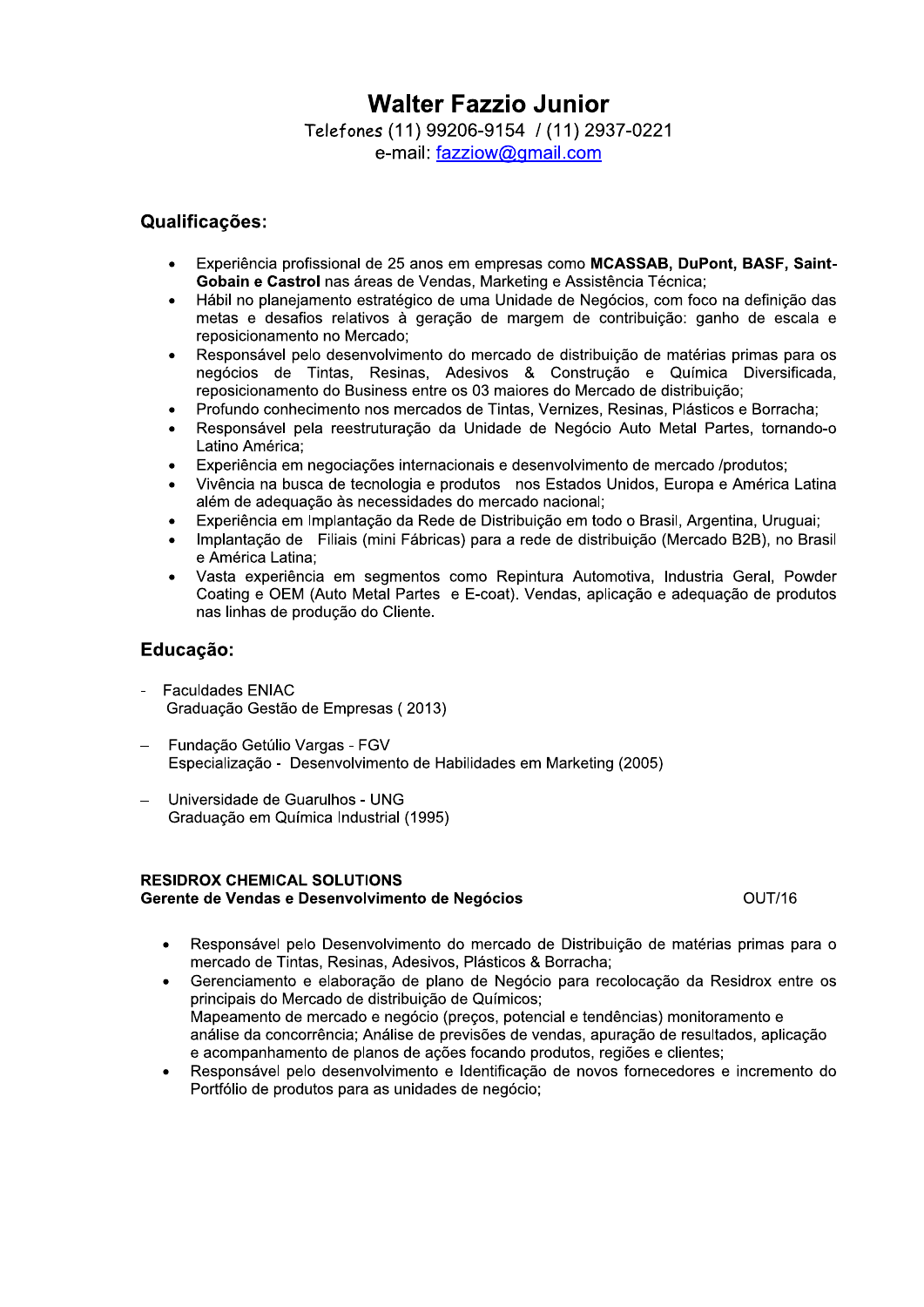# Walter Fazzio Junior

Telefones (11) 99206-9154 / (11) 2937-0221
e-mail: fazziow@gmail.com

## Qualificações:

- Experiência profissional de 25 anos em empresas como **MCASSAB, DuPont, BASF, Saint-Gobain e Castrol** nas áreas de Vendas, Marketing e Assistência Técnica;
- Hábil no planejamento estratégico de uma Unidade de Negócios, com foco na definição das metas e desafios relativos à geração de margem de contribuição: ganho de escala e reposicionamento no Mercado;
- Responsável pelo desenvolvimento do mercado de distribuição de matérias primas para os negócios de Tintas, Resinas, Adesivos & Construção e Química Diversificada, reposicionamento do Business entre os 03 maiores do Mercado de distribuição;
- Profundo conhecimento nos mercados de Tintas, Vernizes, Resinas, Plásticos e Borracha;
- Responsável pela reestruturação da Unidade de Negócio Auto Metal Partes, tornando-o Latino América;
- Experiência em negociações internacionais e desenvolvimento de mercado /produtos;
- Vivência na busca de tecnologia e produtos nos Estados Unidos, Europa e América Latina além de adequação às necessidades do mercado nacional;
- Experiência em Implantação da Rede de Distribuição em todo o Brasil, Argentina, Uruguai;
- Implantação de Filiais (mini Fábricas) para a rede de distribuição (Mercado B2B), no Brasil e América Latina;
- Vasta experiência em segmentos como Repintura Automotiva, Industria Geral, Powder Coating e OEM (Auto Metal Partes e E-coat). Vendas, aplicação e adequação de produtos nas linhas de produção do Cliente.

## Educação:

- Faculdades ENIAC
  Graduação Gestão de Empresas ( 2013)

- Fundação Getúlio Vargas - FGV
  Especialização - Desenvolvimento de Habilidades em Marketing (2005)

- Universidade de Guarulhos - UNG
  Graduação em Química Industrial (1995)

**RESIDROX CHEMICAL SOLUTIONS**
**Gerente de Vendas e Desenvolvimento de Negócios** OUT/16

- Responsável pelo Desenvolvimento do mercado de Distribuição de matérias primas para o mercado de Tintas, Resinas, Adesivos, Plásticos & Borracha;
- Gerenciamento e elaboração de plano de Negócio para recolocação da Residrox entre os principais do Mercado de distribuição de Químicos;
  Mapeamento de mercado e negócio (preços, potencial e tendências) monitoramento e análise da concorrência; Análise de previsões de vendas, apuração de resultados, aplicação e acompanhamento de planos de ações focando produtos, regiões e clientes;
- Responsável pelo desenvolvimento e Identificação de novos fornecedores e incremento do Portfólio de produtos para as unidades de negócio;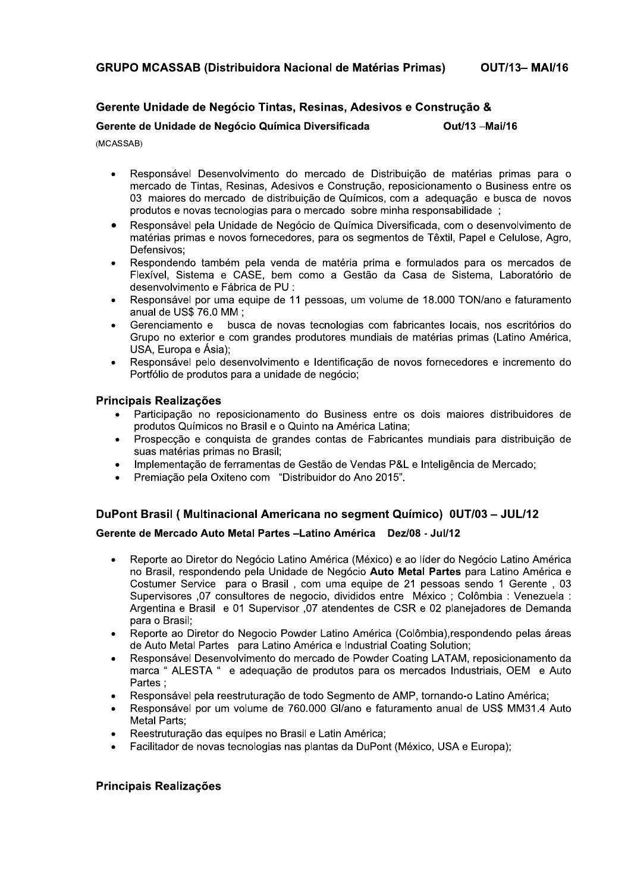## GRUPO MCASSAB (Distribuidora Nacional de Matérias Primas) OUT/13– MAI/16

### Gerente Unidade de Negócio Tintas, Resinas, Adesivos e Construção &

**Gerente de Unidade de Negócio Química Diversificada Out/13 –Mai/16**

(MCASSAB)

- Responsável Desenvolvimento do mercado de Distribuição de matérias primas para o mercado de Tintas, Resinas, Adesivos e Construção, reposicionamento o Business entre os 03 maiores do mercado de distribuição de Químicos, com a adequação e busca de novos produtos e novas tecnologias para o mercado sobre minha responsabilidade ;
- Responsável pela Unidade de Negócio de Química Diversificada, com o desenvolvimento de matérias primas e novos fornecedores, para os segmentos de Têxtil, Papel e Celulose, Agro, Defensivos;
- Respondendo também pela venda de matéria prima e formulados para os mercados de Flexível, Sistema e CASE, bem como a Gestão da Casa de Sistema, Laboratório de desenvolvimento e Fábrica de PU :
- Responsável por uma equipe de 11 pessoas, um volume de 18.000 TON/ano e faturamento anual de US$ 76.0 MM ;
- Gerenciamento e busca de novas tecnologias com fabricantes locais, nos escritórios do Grupo no exterior e com grandes produtores mundiais de matérias primas (Latino América, USA, Europa e Ásia);
- Responsável pelo desenvolvimento e Identificação de novos fornecedores e incremento do Portfólio de produtos para a unidade de negócio;

### Principais Realizações

- Participação no reposicionamento do Business entre os dois maiores distribuidores de produtos Químicos no Brasil e o Quinto na América Latina;
- Prospecção e conquista de grandes contas de Fabricantes mundiais para distribuição de suas matérias primas no Brasil;
- Implementação de ferramentas de Gestão de Vendas P&L e Inteligência de Mercado;
- Premiação pela Oxiteno com "Distribuidor do Ano 2015".

## DuPont Brasil ( Multinacional Americana no segment Químico) 0UT/03 – JUL/12

**Gerente de Mercado Auto Metal Partes –Latino América Dez/08 - Jul/12**

- Reporte ao Diretor do Negócio Latino América (México) e ao líder do Negócio Latino América no Brasil, respondendo pela Unidade de Negócio **Auto Metal Partes** para Latino América e Costumer Service para o Brasil , com uma equipe de 21 pessoas sendo 1 Gerente , 03 Supervisores ,07 consultores de negocio, divididos entre México ; Colômbia : Venezuela : Argentina e Brasil e 01 Supervisor ,07 atendentes de CSR e 02 planejadores de Demanda para o Brasil;
- Reporte ao Diretor do Negocio Powder Latino América (Colômbia),respondendo pelas áreas de Auto Metal Partes para Latino América e Industrial Coating Solution;
- Responsável Desenvolvimento do mercado de Powder Coating LATAM, reposicionamento da marca " ALESTA " e adequação de produtos para os mercados Industriais, OEM e Auto Partes ;
- Responsável pela reestruturação de todo Segmento de AMP, tornando-o Latino América;
- Responsável por um volume de 760.000 Gl/ano e faturamento anual de US$ MM31.4 Auto Metal Parts;
- Reestruturação das equipes no Brasil e Latin América;
- Facilitador de novas tecnologias nas plantas da DuPont (México, USA e Europa);

### Principais Realizações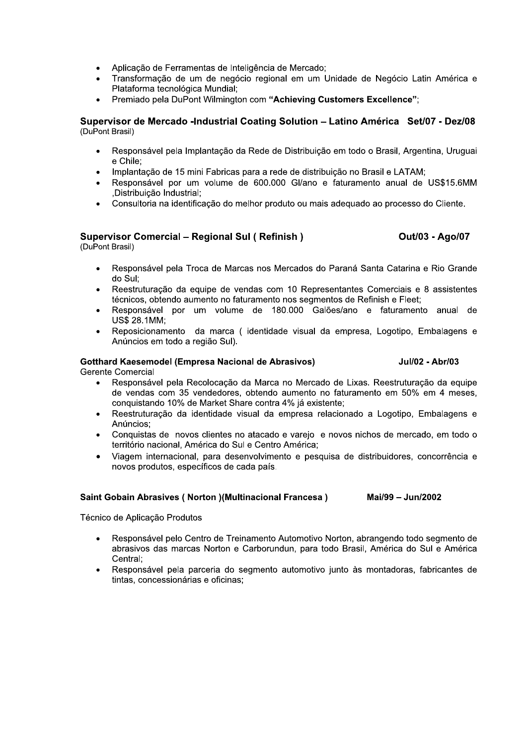- Aplicação de Ferramentas de Inteligência de Mercado;
- Transformação de um de negócio regional em um Unidade de Negócio Latin América e Plataforma tecnológica Mundial;
- Premiado pela DuPont Wilmington com **"Achieving Customers Excellence"**;

### Supervisor de Mercado -Industrial Coating Solution – Latino América Set/07 - Dez/08
(DuPont Brasil)

- Responsável pela Implantação da Rede de Distribuição em todo o Brasil, Argentina, Uruguai e Chile;
- Implantação de 15 mini Fabricas para a rede de distribuição no Brasil e LATAM;
- Responsável por um volume de 600.000 Gl/ano e faturamento anual de US$15.6MM ,Distribuição Industrial;
- Consultoria na identificação do melhor produto ou mais adequado ao processo do Cliente.

### Supervisor Comercial – Regional Sul ( Refinish ) Out/03 - Ago/07
(DuPont Brasil)

- Responsável pela Troca de Marcas nos Mercados do Paraná Santa Catarina e Rio Grande do Sul;
- Reestruturação da equipe de vendas com 10 Representantes Comerciais e 8 assistentes técnicos, obtendo aumento no faturamento nos segmentos de Refinish e Fleet;
- Responsável por um volume de 180.000 Galões/ano e faturamento anual de US$ 28.1MM;
- Reposicionamento da marca ( identidade visual da empresa, Logotipo, Embalagens e Anúncios em todo a região Sul).

**Gotthard Kaesemodel (Empresa Nacional de Abrasivos) Jul/02 - Abr/03**
Gerente Comercial

- Responsável pela Recolocação da Marca no Mercado de Lixas. Reestruturação da equipe de vendas com 35 vendedores, obtendo aumento no faturamento em 50% em 4 meses, conquistando 10% de Market Share contra 4% já existente;
- Reestruturação da identidade visual da empresa relacionado a Logotipo, Embalagens e Anúncios;
- Conquistas de novos clientes no atacado e varejo e novos nichos de mercado, em todo o território nacional, América do Sul e Centro América;
- Viagem internacional, para desenvolvimento e pesquisa de distribuidores, concorrência e novos produtos, específicos de cada país.

**Saint Gobain Abrasives ( Norton )(Multinacional Francesa ) Mai/99 – Jun/2002**

Técnico de Aplicação Produtos

- Responsável pelo Centro de Treinamento Automotivo Norton, abrangendo todo segmento de abrasivos das marcas Norton e Carborundun, para todo Brasil, América do Sul e América Central;
- Responsável pela parceria do segmento automotivo junto às montadoras, fabricantes de tintas, concessionárias e oficinas;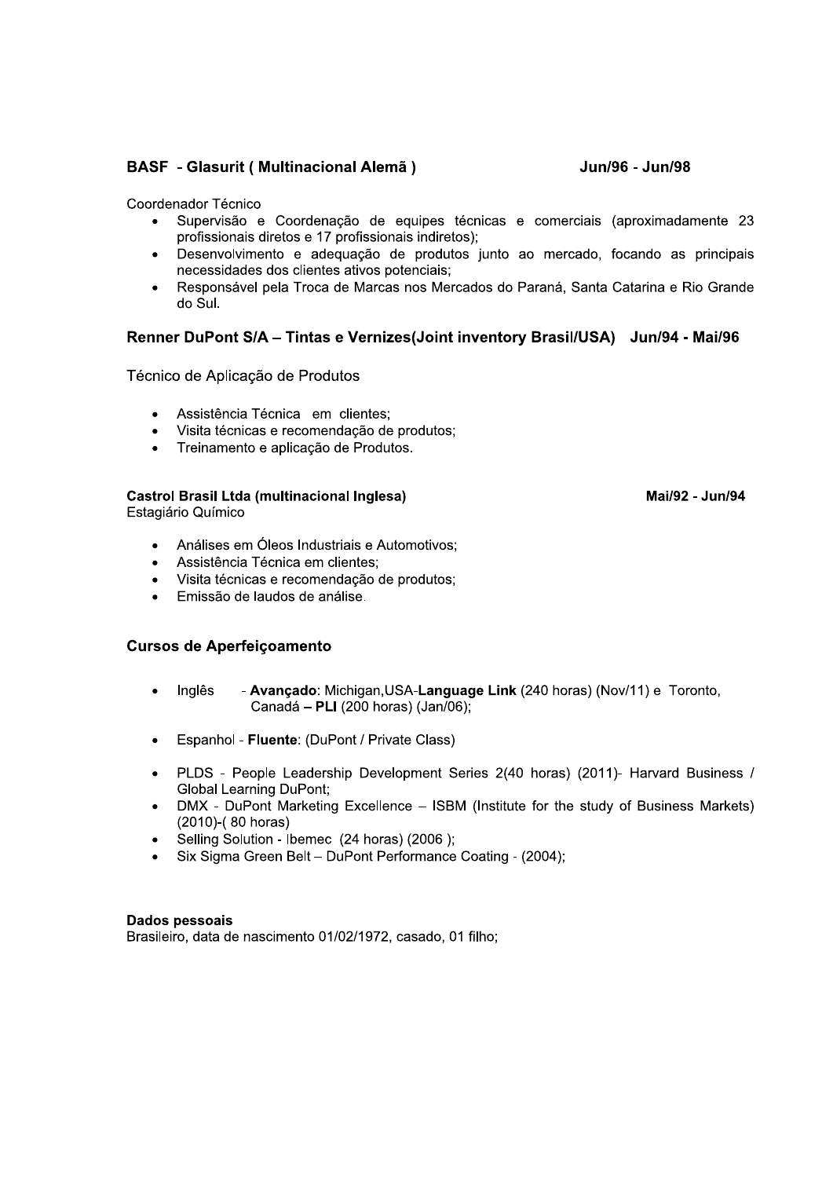### BASF - Glasurit ( Multinacional Alemã ) Jun/96 - Jun/98

Coordenador Técnico

- Supervisão e Coordenação de equipes técnicas e comerciais (aproximadamente 23 profissionais diretos e 17 profissionais indiretos);
- Desenvolvimento e adequação de produtos junto ao mercado, focando as principais necessidades dos clientes ativos potenciais;
- Responsável pela Troca de Marcas nos Mercados do Paraná, Santa Catarina e Rio Grande do Sul.

### Renner DuPont S/A – Tintas e Vernizes(Joint inventory Brasil/USA) Jun/94 - Mai/96

Técnico de Aplicação de Produtos

- Assistência Técnica em clientes;
- Visita técnicas e recomendação de produtos;
- Treinamento e aplicação de Produtos.

**Castrol Brasil Ltda (multinacional Inglesa)** **Mai/92 - Jun/94**
Estagiário Químico

- Análises em Óleos Industriais e Automotivos;
- Assistência Técnica em clientes;
- Visita técnicas e recomendação de produtos;
- Emissão de laudos de análise.

### Cursos de Aperfeiçoamento

- Inglês - **Avançado**: Michigan,USA-**Language Link** (240 horas) (Nov/11) e Toronto, Canadá **– PLI** (200 horas) (Jan/06);
- Espanhol - **Fluente**: (DuPont / Private Class)
- PLDS - People Leadership Development Series 2(40 horas) (2011)- Harvard Business / Global Learning DuPont;
- DMX - DuPont Marketing Excellence – ISBM (Institute for the study of Business Markets) (2010)-( 80 horas)
- Selling Solution - Ibemec (24 horas) (2006 );
- Six Sigma Green Belt – DuPont Performance Coating - (2004);

**Dados pessoais**
Brasileiro, data de nascimento 01/02/1972, casado, 01 filho;